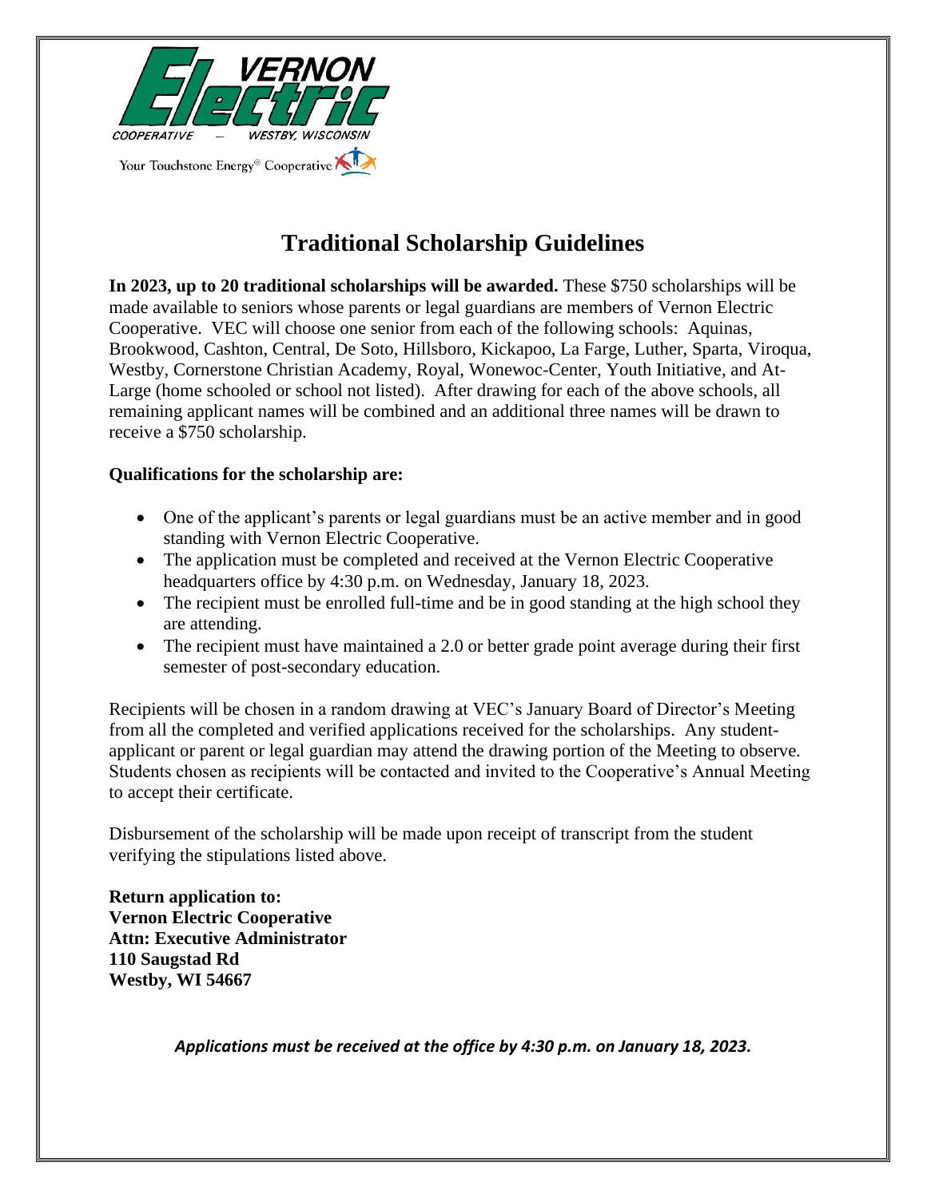VERNON Electric COOPERATIVE — WESTBY, WISCONSIN

Your Touchstone Energy® Cooperative

# Traditional Scholarship Guidelines

**In 2023, up to 20 traditional scholarships will be awarded.** These $750 scholarships will be made available to seniors whose parents or legal guardians are members of Vernon Electric Cooperative. VEC will choose one senior from each of the following schools: Aquinas, Brookwood, Cashton, Central, De Soto, Hillsboro, Kickapoo, La Farge, Luther, Sparta, Viroqua, Westby, Cornerstone Christian Academy, Royal, Wonewoc-Center, Youth Initiative, and At-Large (home schooled or school not listed). After drawing for each of the above schools, all remaining applicant names will be combined and an additional three names will be drawn to receive a $750 scholarship.

**Qualifications for the scholarship are:**

- One of the applicant's parents or legal guardians must be an active member and in good standing with Vernon Electric Cooperative.
- The application must be completed and received at the Vernon Electric Cooperative headquarters office by 4:30 p.m. on Wednesday, January 18, 2023.
- The recipient must be enrolled full-time and be in good standing at the high school they are attending.
- The recipient must have maintained a 2.0 or better grade point average during their first semester of post-secondary education.

Recipients will be chosen in a random drawing at VEC's January Board of Director's Meeting from all the completed and verified applications received for the scholarships. Any student-applicant or parent or legal guardian may attend the drawing portion of the Meeting to observe. Students chosen as recipients will be contacted and invited to the Cooperative's Annual Meeting to accept their certificate.

Disbursement of the scholarship will be made upon receipt of transcript from the student verifying the stipulations listed above.

**Return application to:**
**Vernon Electric Cooperative**
**Attn: Executive Administrator**
**110 Saugstad Rd**
**Westby, WI 54667**

***Applications must be received at the office by 4:30 p.m. on January 18, 2023.***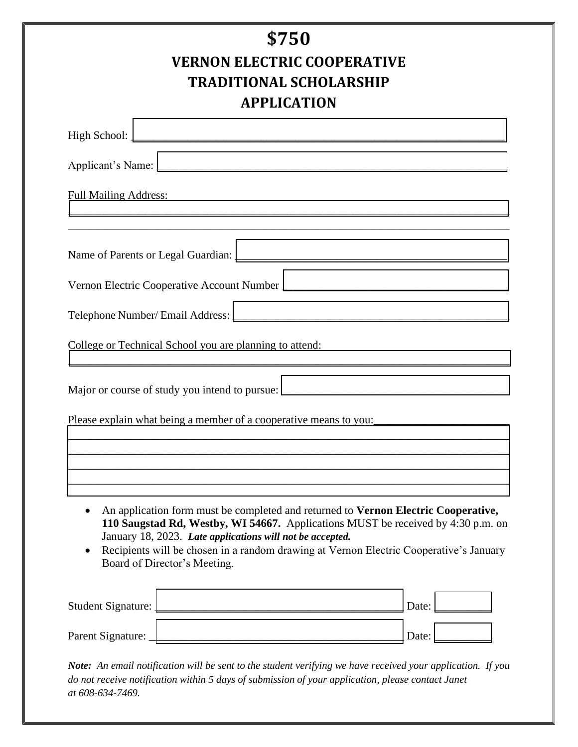# $750

## VERNON ELECTRIC COOPERATIVE TRADITIONAL SCHOLARSHIP APPLICATION

High School: ______________________________________________

Applicant's Name: ______________________________________________

Full Mailing Address:

______________________________________________

______________________________________________

Name of Parents or Legal Guardian: ______________________________________________

Vernon Electric Cooperative Account Number ______________________________________________

Telephone Number/ Email Address: ______________________________________________

College or Technical School you are planning to attend:

______________________________________________

Major or course of study you intend to pursue: ______________________________________________

Please explain what being a member of a cooperative means to you:______________________

______________________________________________

______________________________________________

______________________________________________

______________________________________________

- An application form must be completed and returned to **Vernon Electric Cooperative, 110 Saugstad Rd, Westby, WI 54667.** Applications MUST be received by 4:30 p.m. on January 18, 2023. ***Late applications will not be accepted.***
- Recipients will be chosen in a random drawing at Vernon Electric Cooperative's January Board of Director's Meeting.

Student Signature: ______________________________________________ Date: __________

Parent Signature: ______________________________________________ Date: __________

***Note:*** *An email notification will be sent to the student verifying we have received your application. If you do not receive notification within 5 days of submission of your application, please contact Janet at 608-634-7469.*